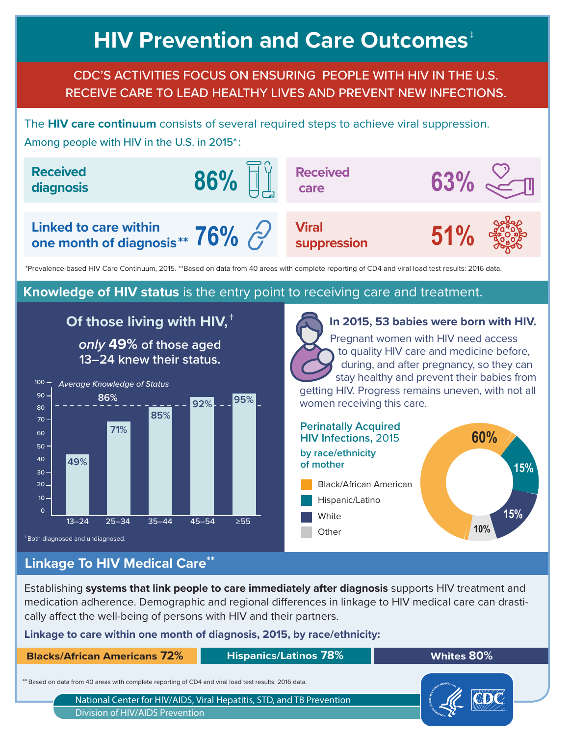# HIV Prevention and Care Outcomes‡

CDC'S ACTIVITIES FOCUS ON ENSURING PEOPLE WITH HIV IN THE U.S. RECEIVE CARE TO LEAD HEALTHY LIVES AND PREVENT NEW INFECTIONS.

The **HIV care continuum** consists of several required steps to achieve viral suppression.

Among people with HIV in the U.S. in 2015*:

**Received diagnosis** 86%

**Received care** 63%

**Linked to care within one month of diagnosis**** 76%

**Viral suppression** 51%

*Prevalence-based HIV Care Continuum, 2015. **Based on data from 40 areas with complete reporting of CD4 and viral load test results: 2016 data.

## Knowledge of HIV status is the entry point to receiving care and treatment.

### Of those living with HIV,†

*only* **49%** of those aged 13–24 knew their status.

Average Knowledge of Status

86%

49%
71%
85%
92%
95%

13–24
25–34
35–44
45–54
≥55

100
90
80
70
60
50
40
30
20
10
0

†Both diagnosed and undiagnosed.

### In 2015, 53 babies were born with HIV.

Pregnant women with HIV need access to quality HIV care and medicine before, during, and after pregnancy, so they can stay healthy and prevent their babies from getting HIV. Progress remains uneven, with not all women receiving this care.

**Perinatally Acquired HIV Infections, 2015 by race/ethnicity of mother**

Black/African American
Hispanic/Latino
White
Other

60%
15%
15%
10%

## Linkage To HIV Medical Care**

Establishing **systems that link people to care immediately after diagnosis** supports HIV treatment and medication adherence. Demographic and regional differences in linkage to HIV medical care can drastically affect the well-being of persons with HIV and their partners.

**Linkage to care within one month of diagnosis, 2015, by race/ethnicity:**

| Blacks/African Americans 72% | Hispanics/Latinos 78% | Whites 80% |
|---|---|---|

** Based on data from 40 areas with complete reporting of CD4 and viral load test results: 2016 data.

National Center for HIV/AIDS, Viral Hepatitis, STD, and TB Prevention
Division of HIV/AIDS Prevention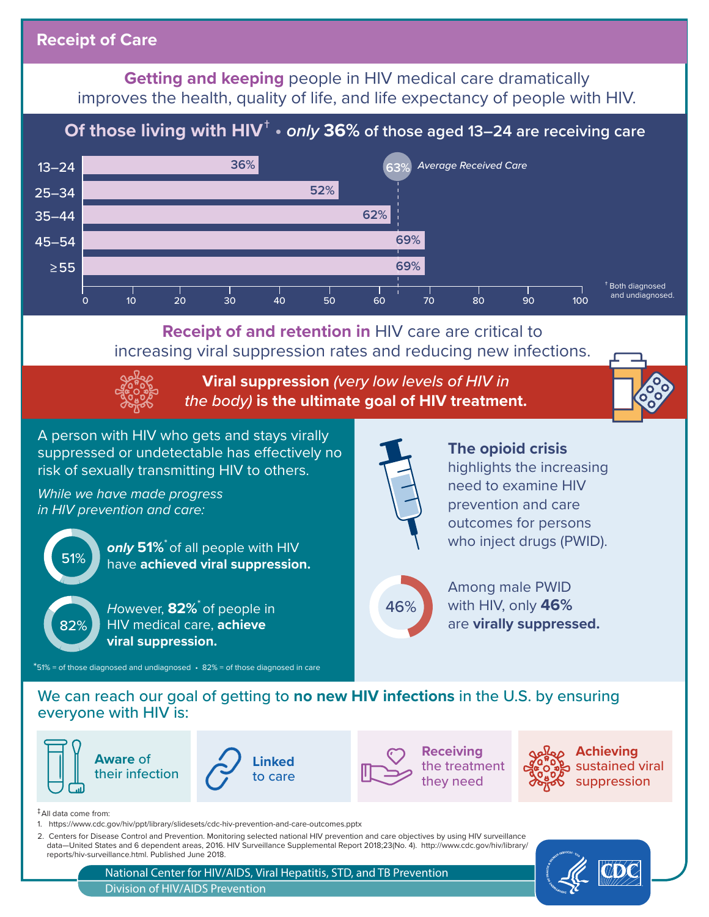## Receipt of Care

**Getting and keeping** people in HIV medical care dramatically improves the health, quality of life, and life expectancy of people with HIV.

### Of those living with HIV† • *only* 36% of those aged 13–24 are receiving care

13–24
36%
25–34
52%
35–44
62%
45–54
69%
≥55
69%
63% *Average Received Care*
0 10 20 30 40 50 60 70 80 90 100

† Both diagnosed and undiagnosed.

**Receipt of and retention in** HIV care are critical to increasing viral suppression rates and reducing new infections.

**Viral suppression** *(very low levels of HIV in the body)* **is the ultimate goal of HIV treatment.**

A person with HIV who gets and stays virally suppressed or undetectable has effectively no risk of sexually transmitting HIV to others.

*While we have made progress in HIV prevention and care:*

51%
***only* 51%*** of all people with HIV have **achieved viral suppression.**

82%
However, **82%*** of people in HIV medical care, **achieve viral suppression.**

*51% = of those diagnosed and undiagnosed • 82% = of those diagnosed in care

**The opioid crisis** highlights the increasing need to examine HIV prevention and care outcomes for persons who inject drugs (PWID).

46%
Among male PWID with HIV, only **46%** are **virally suppressed.**

We can reach our goal of getting to **no new HIV infections** in the U.S. by ensuring everyone with HIV is:

- **Aware** of their infection
- **Linked** to care
- **Receiving** the treatment they need
- **Achieving** sustained viral suppression

‡All data come from:

1. https://www.cdc.gov/hiv/ppt/library/slidesets/cdc-hiv-prevention-and-care-outcomes.pptx
2. Centers for Disease Control and Prevention. Monitoring selected national HIV prevention and care objectives by using HIV surveillance data—United States and 6 dependent areas, 2016. HIV Surveillance Supplemental Report 2018;23(No. 4). http://www.cdc.gov/hiv/library/reports/hiv-surveillance.html. Published June 2018.

National Center for HIV/AIDS, Viral Hepatitis, STD, and TB Prevention
Division of HIV/AIDS Prevention